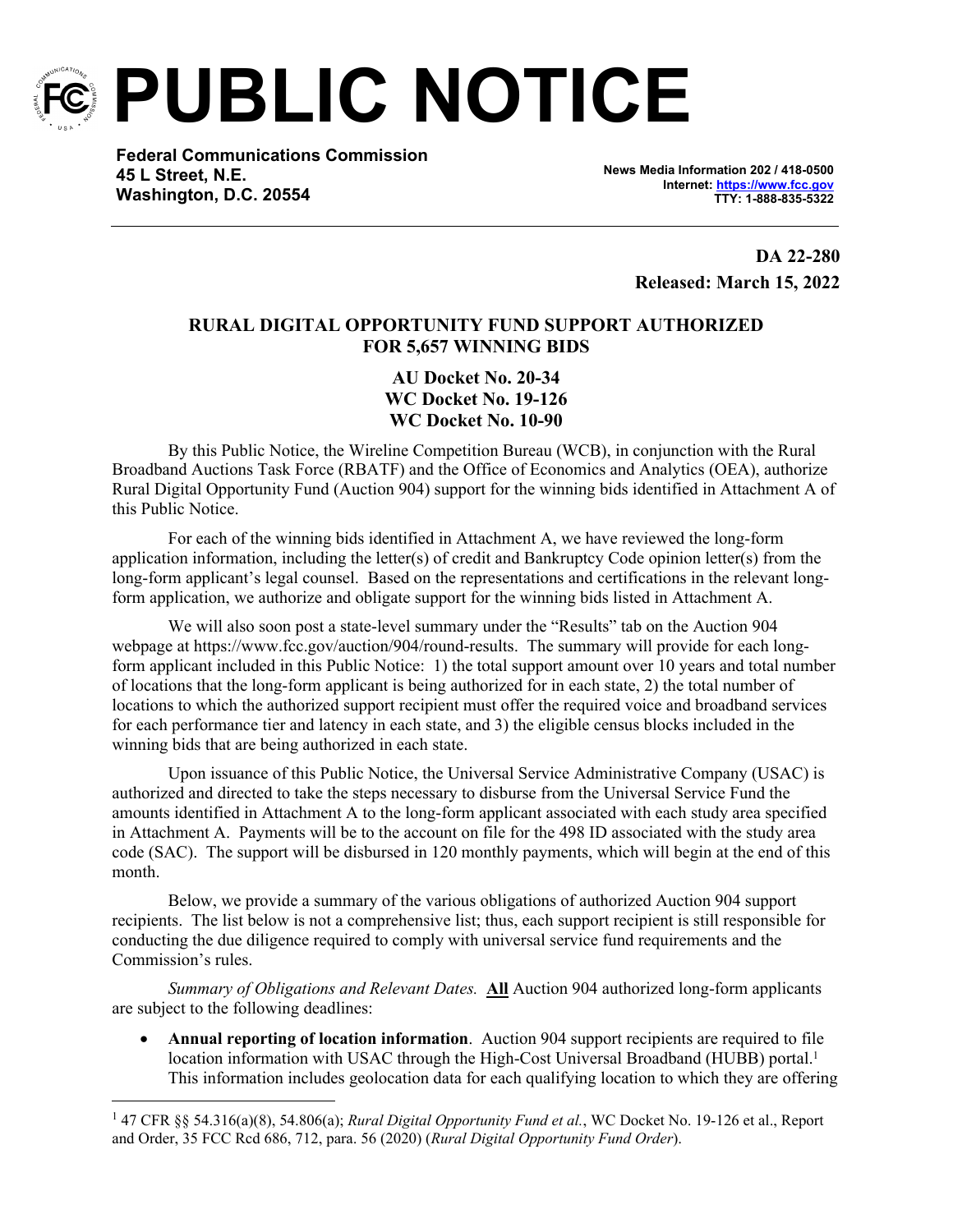# PUBLIC NOTICE

**Federal Communications Commission**
**45 L Street, N.E.**
**Washington, D.C. 20554**

**News Media Information 202 / 418-0500**
**Internet: https://www.fcc.gov**
**TTY: 1-888-835-5322**

**DA 22-280**
**Released: March 15, 2022**

## RURAL DIGITAL OPPORTUNITY FUND SUPPORT AUTHORIZED FOR 5,657 WINNING BIDS

**AU Docket No. 20-34**
**WC Docket No. 19-126**
**WC Docket No. 10-90**

By this Public Notice, the Wireline Competition Bureau (WCB), in conjunction with the Rural Broadband Auctions Task Force (RBATF) and the Office of Economics and Analytics (OEA), authorize Rural Digital Opportunity Fund (Auction 904) support for the winning bids identified in Attachment A of this Public Notice.

For each of the winning bids identified in Attachment A, we have reviewed the long-form application information, including the letter(s) of credit and Bankruptcy Code opinion letter(s) from the long-form applicant's legal counsel. Based on the representations and certifications in the relevant long-form application, we authorize and obligate support for the winning bids listed in Attachment A.

We will also soon post a state-level summary under the "Results" tab on the Auction 904 webpage at https://www.fcc.gov/auction/904/round-results. The summary will provide for each long-form applicant included in this Public Notice: 1) the total support amount over 10 years and total number of locations that the long-form applicant is being authorized for in each state, 2) the total number of locations to which the authorized support recipient must offer the required voice and broadband services for each performance tier and latency in each state, and 3) the eligible census blocks included in the winning bids that are being authorized in each state.

Upon issuance of this Public Notice, the Universal Service Administrative Company (USAC) is authorized and directed to take the steps necessary to disburse from the Universal Service Fund the amounts identified in Attachment A to the long-form applicant associated with each study area specified in Attachment A. Payments will be to the account on file for the 498 ID associated with the study area code (SAC). The support will be disbursed in 120 monthly payments, which will begin at the end of this month.

Below, we provide a summary of the various obligations of authorized Auction 904 support recipients. The list below is not a comprehensive list; thus, each support recipient is still responsible for conducting the due diligence required to comply with universal service fund requirements and the Commission's rules.

*Summary of Obligations and Relevant Dates.* **All** Auction 904 authorized long-form applicants are subject to the following deadlines:

- **Annual reporting of location information**. Auction 904 support recipients are required to file location information with USAC through the High-Cost Universal Broadband (HUBB) portal.[1] This information includes geolocation data for each qualifying location to which they are offering

[1] 47 CFR §§ 54.316(a)(8), 54.806(a); *Rural Digital Opportunity Fund et al.*, WC Docket No. 19-126 et al., Report and Order, 35 FCC Rcd 686, 712, para. 56 (2020) (*Rural Digital Opportunity Fund Order*).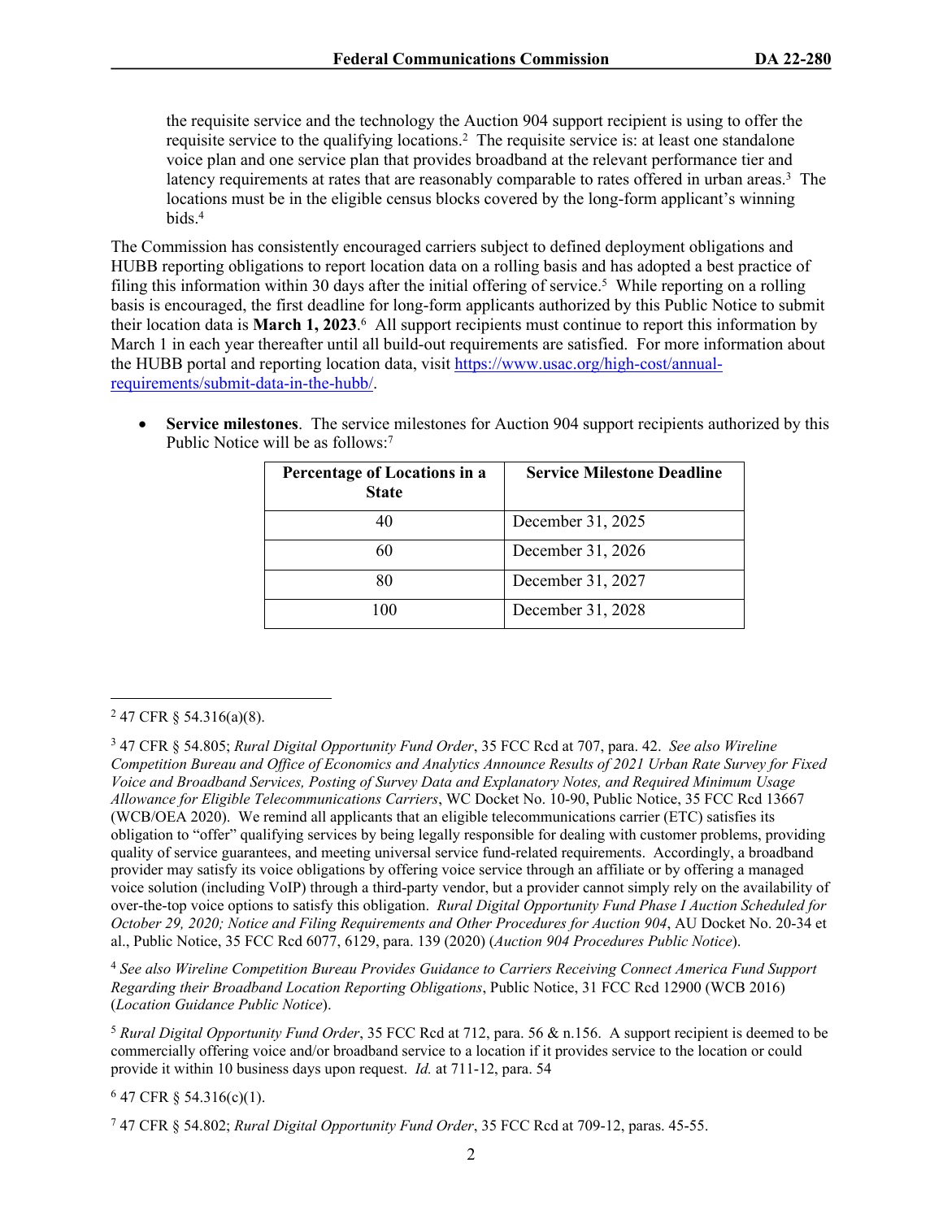the requisite service and the technology the Auction 904 support recipient is using to offer the requisite service to the qualifying locations.[2] The requisite service is: at least one standalone voice plan and one service plan that provides broadband at the relevant performance tier and latency requirements at rates that are reasonably comparable to rates offered in urban areas.[3] The locations must be in the eligible census blocks covered by the long-form applicant's winning bids.[4]

The Commission has consistently encouraged carriers subject to defined deployment obligations and HUBB reporting obligations to report location data on a rolling basis and has adopted a best practice of filing this information within 30 days after the initial offering of service.[5] While reporting on a rolling basis is encouraged, the first deadline for long-form applicants authorized by this Public Notice to submit their location data is **March 1, 2023**.[6] All support recipients must continue to report this information by March 1 in each year thereafter until all build-out requirements are satisfied. For more information about the HUBB portal and reporting location data, visit https://www.usac.org/high-cost/annual-requirements/submit-data-in-the-hubb/.

- **Service milestones**. The service milestones for Auction 904 support recipients authorized by this Public Notice will be as follows:[7]

| Percentage of Locations in a State | Service Milestone Deadline |
|---|---|
| 40 | December 31, 2025 |
| 60 | December 31, 2026 |
| 80 | December 31, 2027 |
| 100 | December 31, 2028 |

---

[2] 47 CFR § 54.316(a)(8).

[3] 47 CFR § 54.805; *Rural Digital Opportunity Fund Order*, 35 FCC Rcd at 707, para. 42. *See also Wireline Competition Bureau and Office of Economics and Analytics Announce Results of 2021 Urban Rate Survey for Fixed Voice and Broadband Services, Posting of Survey Data and Explanatory Notes, and Required Minimum Usage Allowance for Eligible Telecommunications Carriers*, WC Docket No. 10-90, Public Notice, 35 FCC Rcd 13667 (WCB/OEA 2020). We remind all applicants that an eligible telecommunications carrier (ETC) satisfies its obligation to "offer" qualifying services by being legally responsible for dealing with customer problems, providing quality of service guarantees, and meeting universal service fund-related requirements. Accordingly, a broadband provider may satisfy its voice obligations by offering voice service through an affiliate or by offering a managed voice solution (including VoIP) through a third-party vendor, but a provider cannot simply rely on the availability of over-the-top voice options to satisfy this obligation. *Rural Digital Opportunity Fund Phase I Auction Scheduled for October 29, 2020; Notice and Filing Requirements and Other Procedures for Auction 904*, AU Docket No. 20-34 et al., Public Notice, 35 FCC Rcd 6077, 6129, para. 139 (2020) (*Auction 904 Procedures Public Notice*).

[4] *See also Wireline Competition Bureau Provides Guidance to Carriers Receiving Connect America Fund Support Regarding their Broadband Location Reporting Obligations*, Public Notice, 31 FCC Rcd 12900 (WCB 2016) (*Location Guidance Public Notice*).

[5] *Rural Digital Opportunity Fund Order*, 35 FCC Rcd at 712, para. 56 & n.156. A support recipient is deemed to be commercially offering voice and/or broadband service to a location if it provides service to the location or could provide it within 10 business days upon request. *Id.* at 711-12, para. 54

[6] 47 CFR § 54.316(c)(1).

[7] 47 CFR § 54.802; *Rural Digital Opportunity Fund Order*, 35 FCC Rcd at 709-12, paras. 45-55.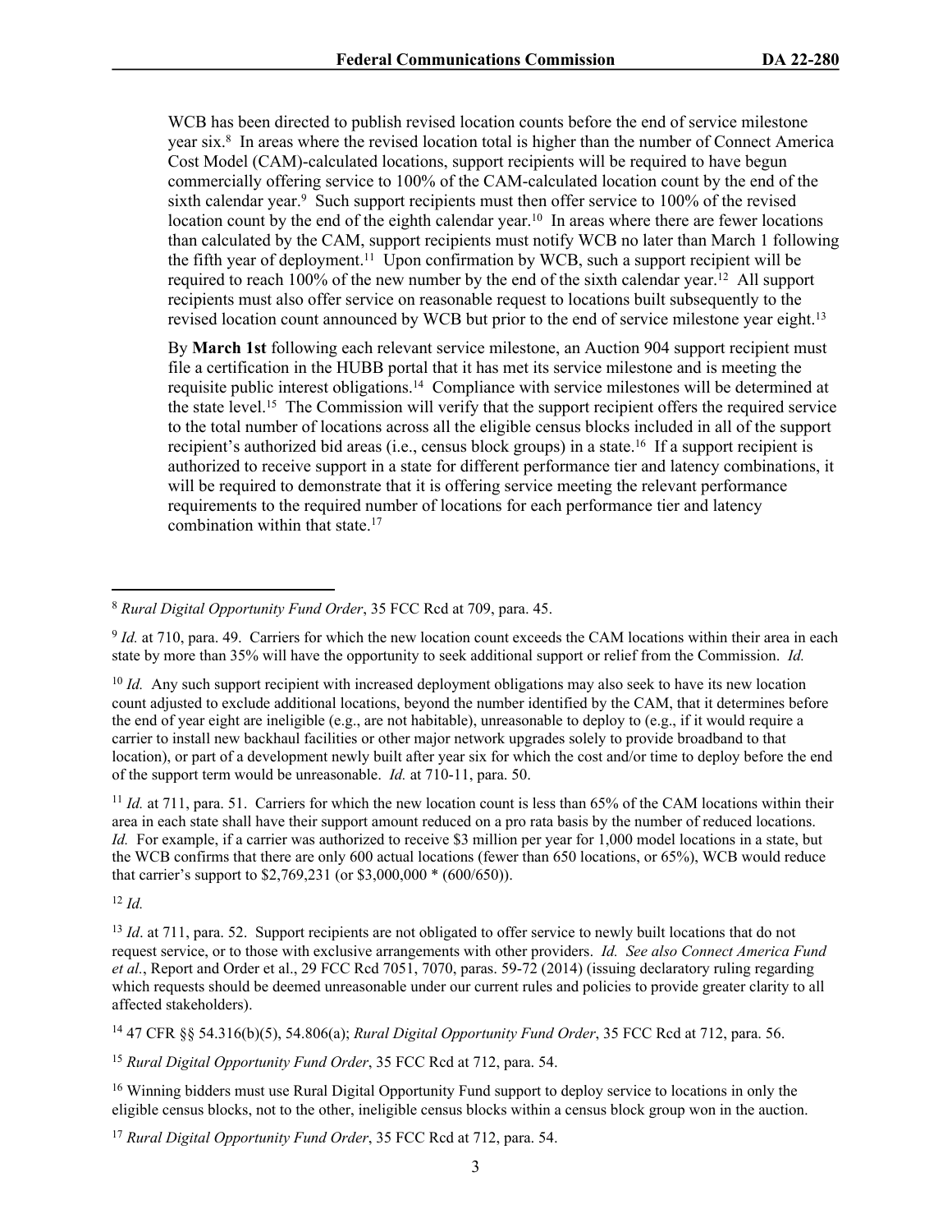WCB has been directed to publish revised location counts before the end of service milestone year six.[8] In areas where the revised location total is higher than the number of Connect America Cost Model (CAM)-calculated locations, support recipients will be required to have begun commercially offering service to 100% of the CAM-calculated location count by the end of the sixth calendar year.[9] Such support recipients must then offer service to 100% of the revised location count by the end of the eighth calendar year.[10] In areas where there are fewer locations than calculated by the CAM, support recipients must notify WCB no later than March 1 following the fifth year of deployment.[11] Upon confirmation by WCB, such a support recipient will be required to reach 100% of the new number by the end of the sixth calendar year.[12] All support recipients must also offer service on reasonable request to locations built subsequently to the revised location count announced by WCB but prior to the end of service milestone year eight.[13]

By **March 1st** following each relevant service milestone, an Auction 904 support recipient must file a certification in the HUBB portal that it has met its service milestone and is meeting the requisite public interest obligations.[14] Compliance with service milestones will be determined at the state level.[15] The Commission will verify that the support recipient offers the required service to the total number of locations across all the eligible census blocks included in all of the support recipient's authorized bid areas (i.e., census block groups) in a state.[16] If a support recipient is authorized to receive support in a state for different performance tier and latency combinations, it will be required to demonstrate that it is offering service meeting the relevant performance requirements to the required number of locations for each performance tier and latency combination within that state.[17]

---

[8] *Rural Digital Opportunity Fund Order*, 35 FCC Rcd at 709, para. 45.

[9] *Id.* at 710, para. 49. Carriers for which the new location count exceeds the CAM locations within their area in each state by more than 35% will have the opportunity to seek additional support or relief from the Commission. *Id.*

[10] *Id.* Any such support recipient with increased deployment obligations may also seek to have its new location count adjusted to exclude additional locations, beyond the number identified by the CAM, that it determines before the end of year eight are ineligible (e.g., are not habitable), unreasonable to deploy to (e.g., if it would require a carrier to install new backhaul facilities or other major network upgrades solely to provide broadband to that location), or part of a development newly built after year six for which the cost and/or time to deploy before the end of the support term would be unreasonable. *Id.* at 710-11, para. 50.

[11] *Id.* at 711, para. 51. Carriers for which the new location count is less than 65% of the CAM locations within their area in each state shall have their support amount reduced on a pro rata basis by the number of reduced locations. *Id.* For example, if a carrier was authorized to receive $3 million per year for 1,000 model locations in a state, but the WCB confirms that there are only 600 actual locations (fewer than 650 locations, or 65%), WCB would reduce that carrier's support to $2,769,231 (or $3,000,000 * (600/650)).

[12] *Id.*

[13] *Id*. at 711, para. 52. Support recipients are not obligated to offer service to newly built locations that do not request service, or to those with exclusive arrangements with other providers. *Id. See also Connect America Fund et al.*, Report and Order et al., 29 FCC Rcd 7051, 7070, paras. 59-72 (2014) (issuing declaratory ruling regarding which requests should be deemed unreasonable under our current rules and policies to provide greater clarity to all affected stakeholders).

[14] 47 CFR §§ 54.316(b)(5), 54.806(a); *Rural Digital Opportunity Fund Order*, 35 FCC Rcd at 712, para. 56.

[15] *Rural Digital Opportunity Fund Order*, 35 FCC Rcd at 712, para. 54.

[16] Winning bidders must use Rural Digital Opportunity Fund support to deploy service to locations in only the eligible census blocks, not to the other, ineligible census blocks within a census block group won in the auction.

[17] *Rural Digital Opportunity Fund Order*, 35 FCC Rcd at 712, para. 54.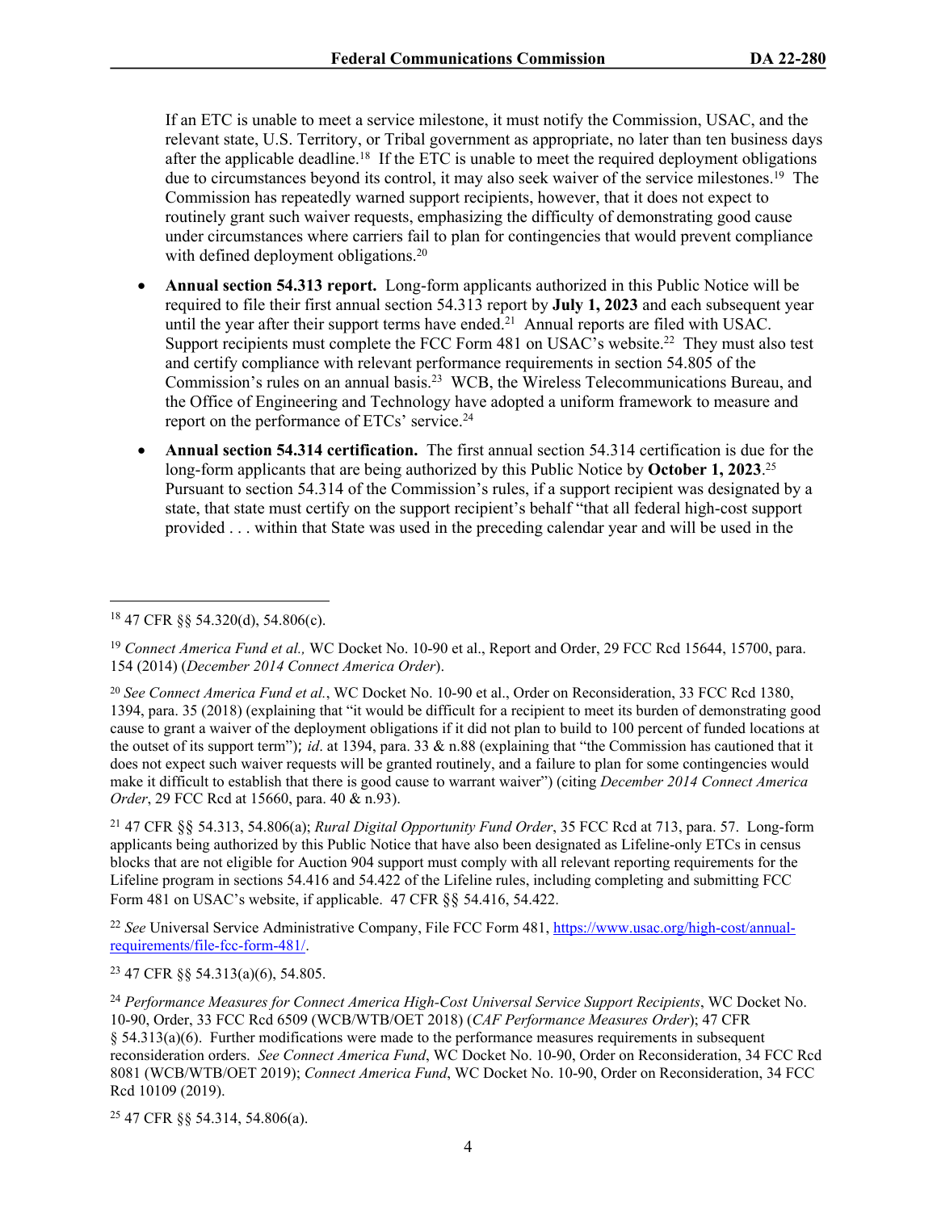If an ETC is unable to meet a service milestone, it must notify the Commission, USAC, and the relevant state, U.S. Territory, or Tribal government as appropriate, no later than ten business days after the applicable deadline.[18] If the ETC is unable to meet the required deployment obligations due to circumstances beyond its control, it may also seek waiver of the service milestones.[19] The Commission has repeatedly warned support recipients, however, that it does not expect to routinely grant such waiver requests, emphasizing the difficulty of demonstrating good cause under circumstances where carriers fail to plan for contingencies that would prevent compliance with defined deployment obligations.[20]

- **Annual section 54.313 report.** Long-form applicants authorized in this Public Notice will be required to file their first annual section 54.313 report by **July 1, 2023** and each subsequent year until the year after their support terms have ended.[21] Annual reports are filed with USAC. Support recipients must complete the FCC Form 481 on USAC's website.[22] They must also test and certify compliance with relevant performance requirements in section 54.805 of the Commission's rules on an annual basis.[23] WCB, the Wireless Telecommunications Bureau, and the Office of Engineering and Technology have adopted a uniform framework to measure and report on the performance of ETCs' service.[24]

- **Annual section 54.314 certification.** The first annual section 54.314 certification is due for the long-form applicants that are being authorized by this Public Notice by **October 1, 2023**.[25] Pursuant to section 54.314 of the Commission's rules, if a support recipient was designated by a state, that state must certify on the support recipient's behalf "that all federal high-cost support provided . . . within that State was used in the preceding calendar year and will be used in the

---

[18] 47 CFR §§ 54.320(d), 54.806(c).

[19] *Connect America Fund et al.,* WC Docket No. 10-90 et al., Report and Order, 29 FCC Rcd 15644, 15700, para. 154 (2014) (*December 2014 Connect America Order*).

[20] *See Connect America Fund et al.*, WC Docket No. 10-90 et al., Order on Reconsideration, 33 FCC Rcd 1380, 1394, para. 35 (2018) (explaining that "it would be difficult for a recipient to meet its burden of demonstrating good cause to grant a waiver of the deployment obligations if it did not plan to build to 100 percent of funded locations at the outset of its support term"); *id*. at 1394, para. 33 & n.88 (explaining that "the Commission has cautioned that it does not expect such waiver requests will be granted routinely, and a failure to plan for some contingencies would make it difficult to establish that there is good cause to warrant waiver") (citing *December 2014 Connect America Order*, 29 FCC Rcd at 15660, para. 40 & n.93).

[21] 47 CFR §§ 54.313, 54.806(a); *Rural Digital Opportunity Fund Order*, 35 FCC Rcd at 713, para. 57. Long-form applicants being authorized by this Public Notice that have also been designated as Lifeline-only ETCs in census blocks that are not eligible for Auction 904 support must comply with all relevant reporting requirements for the Lifeline program in sections 54.416 and 54.422 of the Lifeline rules, including completing and submitting FCC Form 481 on USAC's website, if applicable. 47 CFR §§ 54.416, 54.422.

[22] *See* Universal Service Administrative Company, File FCC Form 481, https://www.usac.org/high-cost/annual-requirements/file-fcc-form-481/.

[23] 47 CFR §§ 54.313(a)(6), 54.805.

[24] *Performance Measures for Connect America High-Cost Universal Service Support Recipients*, WC Docket No. 10-90, Order, 33 FCC Rcd 6509 (WCB/WTB/OET 2018) (*CAF Performance Measures Order*); 47 CFR § 54.313(a)(6). Further modifications were made to the performance measures requirements in subsequent reconsideration orders. *See Connect America Fund*, WC Docket No. 10-90, Order on Reconsideration, 34 FCC Rcd 8081 (WCB/WTB/OET 2019); *Connect America Fund*, WC Docket No. 10-90, Order on Reconsideration, 34 FCC Rcd 10109 (2019).

[25] 47 CFR §§ 54.314, 54.806(a).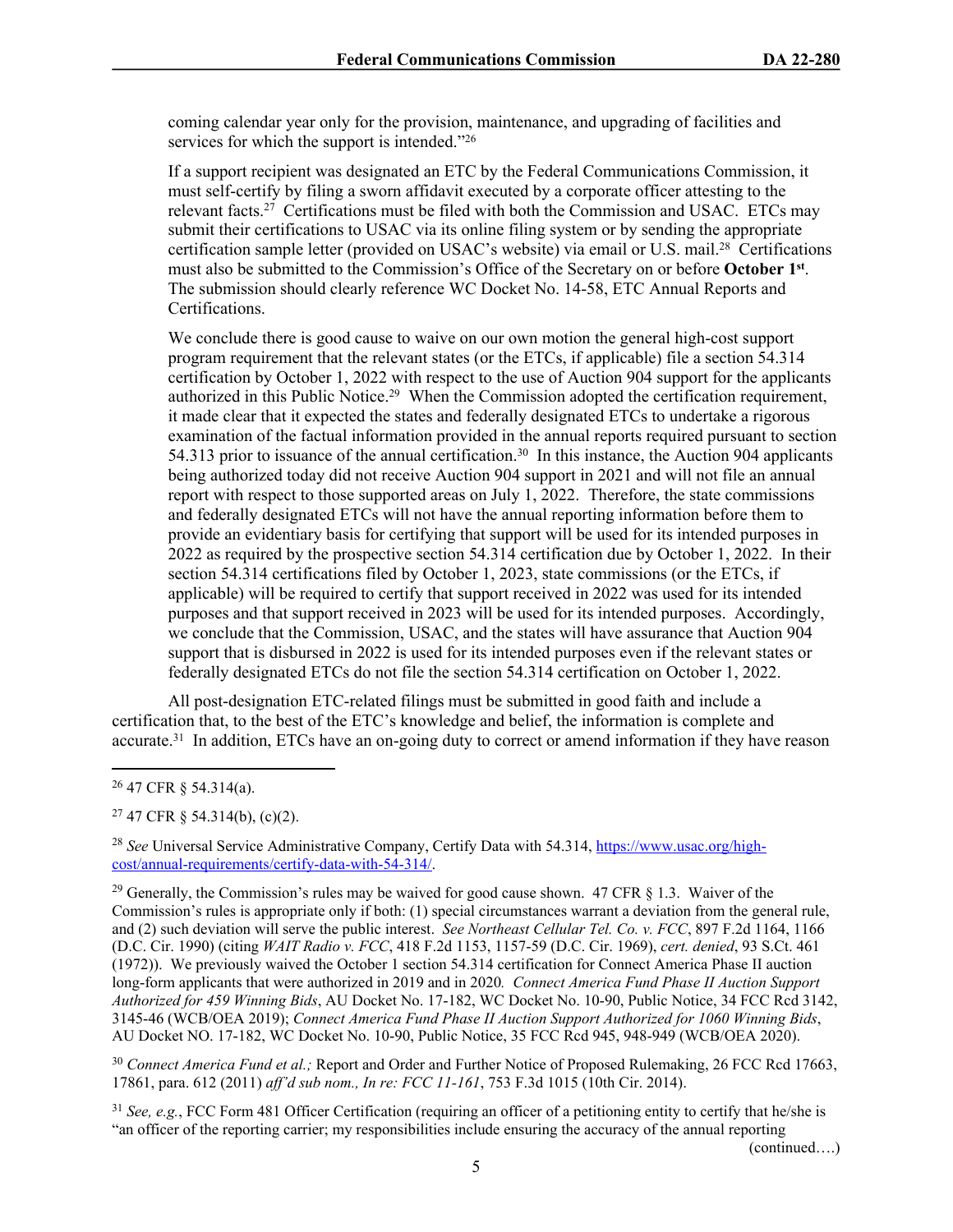coming calendar year only for the provision, maintenance, and upgrading of facilities and services for which the support is intended."[26]

If a support recipient was designated an ETC by the Federal Communications Commission, it must self-certify by filing a sworn affidavit executed by a corporate officer attesting to the relevant facts.[27] Certifications must be filed with both the Commission and USAC. ETCs may submit their certifications to USAC via its online filing system or by sending the appropriate certification sample letter (provided on USAC's website) via email or U.S. mail.[28] Certifications must also be submitted to the Commission's Office of the Secretary on or before **October 1st**. The submission should clearly reference WC Docket No. 14-58, ETC Annual Reports and Certifications.

We conclude there is good cause to waive on our own motion the general high-cost support program requirement that the relevant states (or the ETCs, if applicable) file a section 54.314 certification by October 1, 2022 with respect to the use of Auction 904 support for the applicants authorized in this Public Notice.[29] When the Commission adopted the certification requirement, it made clear that it expected the states and federally designated ETCs to undertake a rigorous examination of the factual information provided in the annual reports required pursuant to section 54.313 prior to issuance of the annual certification.[30] In this instance, the Auction 904 applicants being authorized today did not receive Auction 904 support in 2021 and will not file an annual report with respect to those supported areas on July 1, 2022. Therefore, the state commissions and federally designated ETCs will not have the annual reporting information before them to provide an evidentiary basis for certifying that support will be used for its intended purposes in 2022 as required by the prospective section 54.314 certification due by October 1, 2022. In their section 54.314 certifications filed by October 1, 2023, state commissions (or the ETCs, if applicable) will be required to certify that support received in 2022 was used for its intended purposes and that support received in 2023 will be used for its intended purposes. Accordingly, we conclude that the Commission, USAC, and the states will have assurance that Auction 904 support that is disbursed in 2022 is used for its intended purposes even if the relevant states or federally designated ETCs do not file the section 54.314 certification on October 1, 2022.

All post-designation ETC-related filings must be submitted in good faith and include a certification that, to the best of the ETC's knowledge and belief, the information is complete and accurate.[31] In addition, ETCs have an on-going duty to correct or amend information if they have reason

---

[26] 47 CFR § 54.314(a).

[27] 47 CFR § 54.314(b), (c)(2).

[28] *See* Universal Service Administrative Company, Certify Data with 54.314, https://www.usac.org/high-cost/annual-requirements/certify-data-with-54-314/.

[29] Generally, the Commission's rules may be waived for good cause shown. 47 CFR § 1.3. Waiver of the Commission's rules is appropriate only if both: (1) special circumstances warrant a deviation from the general rule, and (2) such deviation will serve the public interest. *See Northeast Cellular Tel. Co. v. FCC*, 897 F.2d 1164, 1166 (D.C. Cir. 1990) (citing *WAIT Radio v. FCC*, 418 F.2d 1153, 1157-59 (D.C. Cir. 1969), *cert. denied*, 93 S.Ct. 461 (1972)). We previously waived the October 1 section 54.314 certification for Connect America Phase II auction long-form applicants that were authorized in 2019 and in 2020*. Connect America Fund Phase II Auction Support Authorized for 459 Winning Bids*, AU Docket No. 17-182, WC Docket No. 10-90, Public Notice, 34 FCC Rcd 3142, 3145-46 (WCB/OEA 2019); *Connect America Fund Phase II Auction Support Authorized for 1060 Winning Bids*, AU Docket NO. 17-182, WC Docket No. 10-90, Public Notice, 35 FCC Rcd 945, 948-949 (WCB/OEA 2020).

[30] *Connect America Fund et al.;* Report and Order and Further Notice of Proposed Rulemaking, 26 FCC Rcd 17663, 17861, para. 612 (2011) *aff'd sub nom., In re: FCC 11-161*, 753 F.3d 1015 (10th Cir. 2014).

[31] *See, e.g.*, FCC Form 481 Officer Certification (requiring an officer of a petitioning entity to certify that he/she is "an officer of the reporting carrier; my responsibilities include ensuring the accuracy of the annual reporting

(continued….)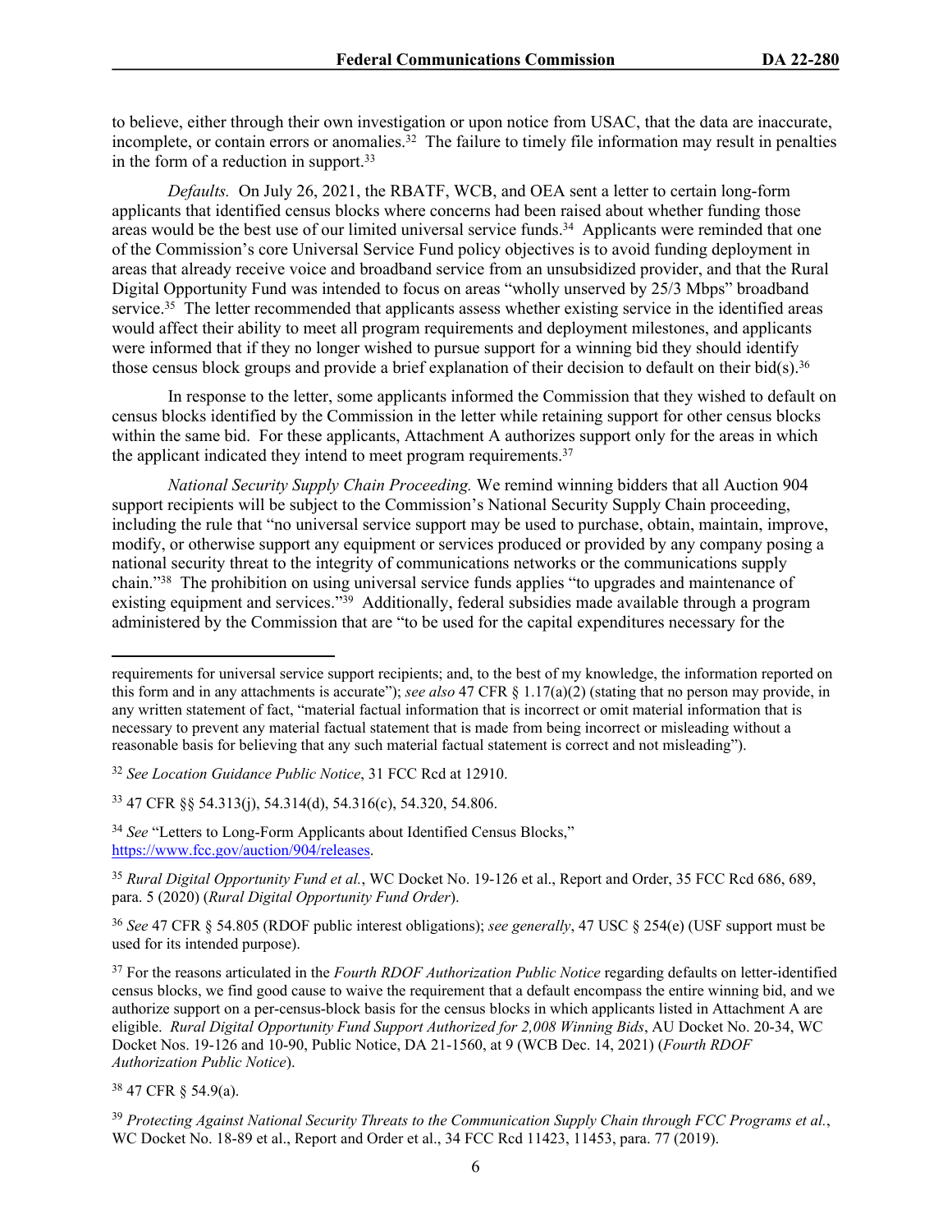to believe, either through their own investigation or upon notice from USAC, that the data are inaccurate, incomplete, or contain errors or anomalies.[32] The failure to timely file information may result in penalties in the form of a reduction in support.[33]

*Defaults.* On July 26, 2021, the RBATF, WCB, and OEA sent a letter to certain long-form applicants that identified census blocks where concerns had been raised about whether funding those areas would be the best use of our limited universal service funds.[34] Applicants were reminded that one of the Commission's core Universal Service Fund policy objectives is to avoid funding deployment in areas that already receive voice and broadband service from an unsubsidized provider, and that the Rural Digital Opportunity Fund was intended to focus on areas "wholly unserved by 25/3 Mbps" broadband service.[35] The letter recommended that applicants assess whether existing service in the identified areas would affect their ability to meet all program requirements and deployment milestones, and applicants were informed that if they no longer wished to pursue support for a winning bid they should identify those census block groups and provide a brief explanation of their decision to default on their bid(s).[36]

In response to the letter, some applicants informed the Commission that they wished to default on census blocks identified by the Commission in the letter while retaining support for other census blocks within the same bid. For these applicants, Attachment A authorizes support only for the areas in which the applicant indicated they intend to meet program requirements.[37]

*National Security Supply Chain Proceeding.* We remind winning bidders that all Auction 904 support recipients will be subject to the Commission's National Security Supply Chain proceeding, including the rule that "no universal service support may be used to purchase, obtain, maintain, improve, modify, or otherwise support any equipment or services produced or provided by any company posing a national security threat to the integrity of communications networks or the communications supply chain."[38] The prohibition on using universal service funds applies "to upgrades and maintenance of existing equipment and services."[39] Additionally, federal subsidies made available through a program administered by the Commission that are "to be used for the capital expenditures necessary for the

---

requirements for universal service support recipients; and, to the best of my knowledge, the information reported on this form and in any attachments is accurate"); *see also* 47 CFR § 1.17(a)(2) (stating that no person may provide, in any written statement of fact, "material factual information that is incorrect or omit material information that is necessary to prevent any material factual statement that is made from being incorrect or misleading without a reasonable basis for believing that any such material factual statement is correct and not misleading").

[32] *See Location Guidance Public Notice*, 31 FCC Rcd at 12910.

[33] 47 CFR §§ 54.313(j), 54.314(d), 54.316(c), 54.320, 54.806.

[34] *See* "Letters to Long-Form Applicants about Identified Census Blocks," https://www.fcc.gov/auction/904/releases.

[35] *Rural Digital Opportunity Fund et al.*, WC Docket No. 19-126 et al., Report and Order, 35 FCC Rcd 686, 689, para. 5 (2020) (*Rural Digital Opportunity Fund Order*).

[36] *See* 47 CFR § 54.805 (RDOF public interest obligations); *see generally*, 47 USC § 254(e) (USF support must be used for its intended purpose).

[37] For the reasons articulated in the *Fourth RDOF Authorization Public Notice* regarding defaults on letter-identified census blocks, we find good cause to waive the requirement that a default encompass the entire winning bid, and we authorize support on a per-census-block basis for the census blocks in which applicants listed in Attachment A are eligible. *Rural Digital Opportunity Fund Support Authorized for 2,008 Winning Bids*, AU Docket No. 20-34, WC Docket Nos. 19-126 and 10-90, Public Notice, DA 21-1560, at 9 (WCB Dec. 14, 2021) (*Fourth RDOF Authorization Public Notice*).

[38] 47 CFR § 54.9(a).

[39] *Protecting Against National Security Threats to the Communication Supply Chain through FCC Programs et al.*, WC Docket No. 18-89 et al., Report and Order et al., 34 FCC Rcd 11423, 11453, para. 77 (2019).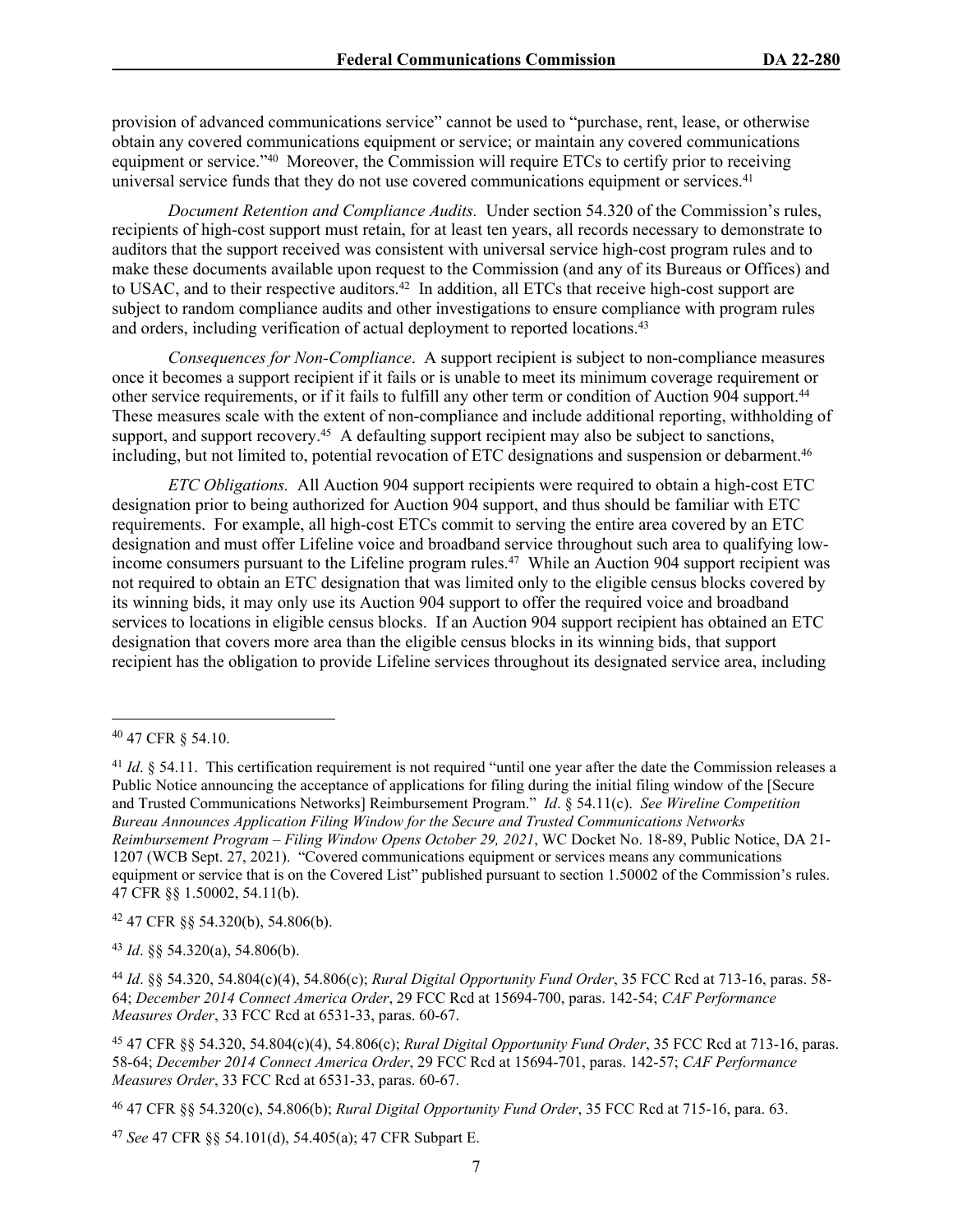provision of advanced communications service" cannot be used to "purchase, rent, lease, or otherwise obtain any covered communications equipment or service; or maintain any covered communications equipment or service."[40] Moreover, the Commission will require ETCs to certify prior to receiving universal service funds that they do not use covered communications equipment or services.[41]

*Document Retention and Compliance Audits.* Under section 54.320 of the Commission's rules, recipients of high-cost support must retain, for at least ten years, all records necessary to demonstrate to auditors that the support received was consistent with universal service high-cost program rules and to make these documents available upon request to the Commission (and any of its Bureaus or Offices) and to USAC, and to their respective auditors.[42] In addition, all ETCs that receive high-cost support are subject to random compliance audits and other investigations to ensure compliance with program rules and orders, including verification of actual deployment to reported locations.[43]

*Consequences for Non-Compliance*. A support recipient is subject to non-compliance measures once it becomes a support recipient if it fails or is unable to meet its minimum coverage requirement or other service requirements, or if it fails to fulfill any other term or condition of Auction 904 support.[44] These measures scale with the extent of non-compliance and include additional reporting, withholding of support, and support recovery.[45] A defaulting support recipient may also be subject to sanctions, including, but not limited to, potential revocation of ETC designations and suspension or debarment.[46]

*ETC Obligations.* All Auction 904 support recipients were required to obtain a high-cost ETC designation prior to being authorized for Auction 904 support, and thus should be familiar with ETC requirements. For example, all high-cost ETCs commit to serving the entire area covered by an ETC designation and must offer Lifeline voice and broadband service throughout such area to qualifying low-income consumers pursuant to the Lifeline program rules.[47] While an Auction 904 support recipient was not required to obtain an ETC designation that was limited only to the eligible census blocks covered by its winning bids, it may only use its Auction 904 support to offer the required voice and broadband services to locations in eligible census blocks. If an Auction 904 support recipient has obtained an ETC designation that covers more area than the eligible census blocks in its winning bids, that support recipient has the obligation to provide Lifeline services throughout its designated service area, including

---

[40] 47 CFR § 54.10.

[41] *Id*. § 54.11. This certification requirement is not required "until one year after the date the Commission releases a Public Notice announcing the acceptance of applications for filing during the initial filing window of the [Secure and Trusted Communications Networks] Reimbursement Program." *Id*. § 54.11(c). *See Wireline Competition Bureau Announces Application Filing Window for the Secure and Trusted Communications Networks Reimbursement Program – Filing Window Opens October 29, 2021*, WC Docket No. 18-89, Public Notice, DA 21-1207 (WCB Sept. 27, 2021). "Covered communications equipment or services means any communications equipment or service that is on the Covered List" published pursuant to section 1.50002 of the Commission's rules. 47 CFR §§ 1.50002, 54.11(b).

[42] 47 CFR §§ 54.320(b), 54.806(b).

[43] *Id*. §§ 54.320(a), 54.806(b).

[44] *Id*. §§ 54.320, 54.804(c)(4), 54.806(c); *Rural Digital Opportunity Fund Order*, 35 FCC Rcd at 713-16, paras. 58-64; *December 2014 Connect America Order*, 29 FCC Rcd at 15694-700, paras. 142-54; *CAF Performance Measures Order*, 33 FCC Rcd at 6531-33, paras. 60-67.

[45] 47 CFR §§ 54.320, 54.804(c)(4), 54.806(c); *Rural Digital Opportunity Fund Order*, 35 FCC Rcd at 713-16, paras. 58-64; *December 2014 Connect America Order*, 29 FCC Rcd at 15694-701, paras. 142-57; *CAF Performance Measures Order*, 33 FCC Rcd at 6531-33, paras. 60-67.

[46] 47 CFR §§ 54.320(c), 54.806(b); *Rural Digital Opportunity Fund Order*, 35 FCC Rcd at 715-16, para. 63.

[47] *See* 47 CFR §§ 54.101(d), 54.405(a); 47 CFR Subpart E.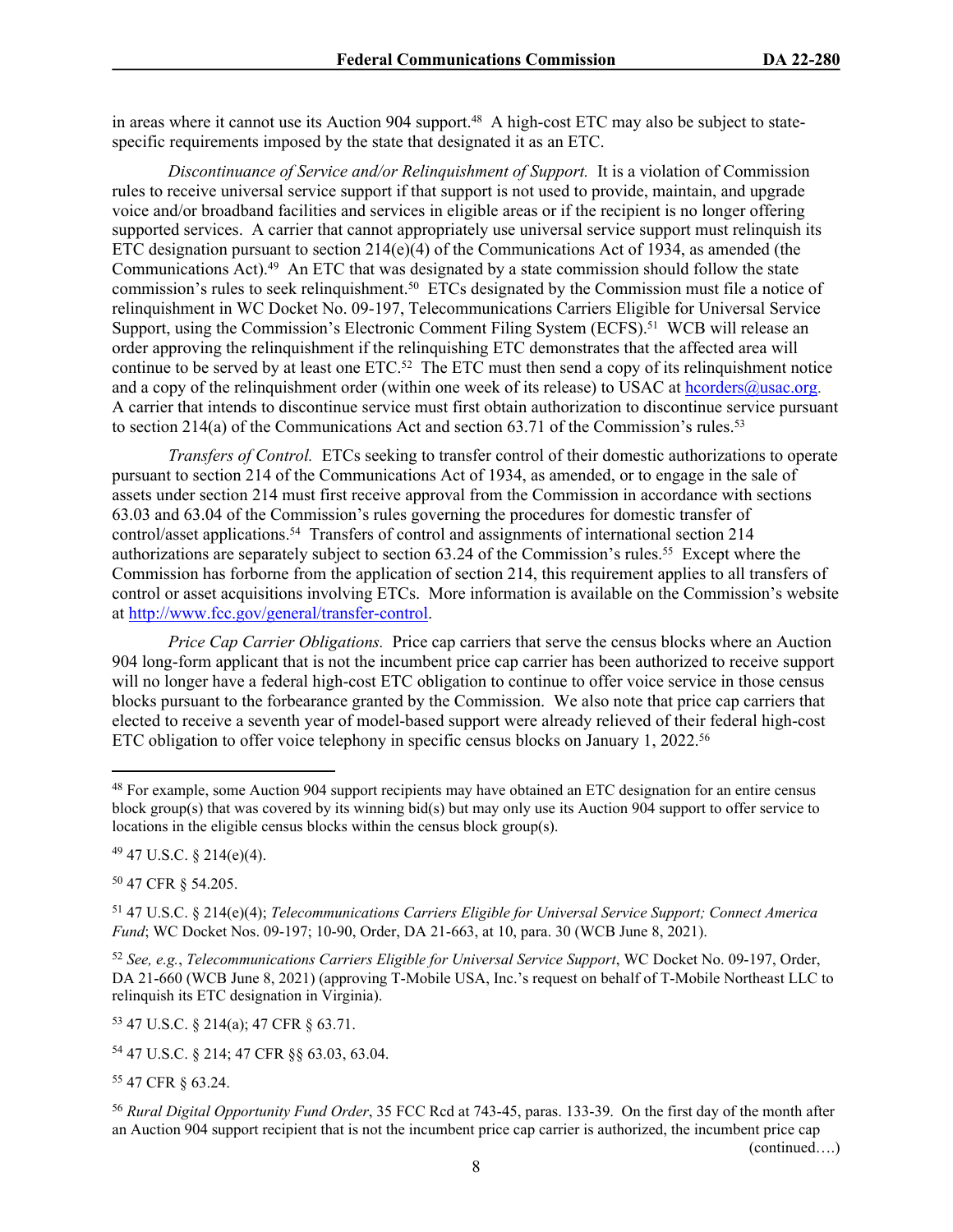in areas where it cannot use its Auction 904 support.[48] A high-cost ETC may also be subject to state-specific requirements imposed by the state that designated it as an ETC.

*Discontinuance of Service and/or Relinquishment of Support.* It is a violation of Commission rules to receive universal service support if that support is not used to provide, maintain, and upgrade voice and/or broadband facilities and services in eligible areas or if the recipient is no longer offering supported services. A carrier that cannot appropriately use universal service support must relinquish its ETC designation pursuant to section 214(e)(4) of the Communications Act of 1934, as amended (the Communications Act).[49] An ETC that was designated by a state commission should follow the state commission's rules to seek relinquishment.[50] ETCs designated by the Commission must file a notice of relinquishment in WC Docket No. 09-197, Telecommunications Carriers Eligible for Universal Service Support, using the Commission's Electronic Comment Filing System (ECFS).[51] WCB will release an order approving the relinquishment if the relinquishing ETC demonstrates that the affected area will continue to be served by at least one ETC.[52] The ETC must then send a copy of its relinquishment notice and a copy of the relinquishment order (within one week of its release) to USAC at hcorders@usac.org. A carrier that intends to discontinue service must first obtain authorization to discontinue service pursuant to section 214(a) of the Communications Act and section 63.71 of the Commission's rules.[53]

*Transfers of Control.* ETCs seeking to transfer control of their domestic authorizations to operate pursuant to section 214 of the Communications Act of 1934, as amended, or to engage in the sale of assets under section 214 must first receive approval from the Commission in accordance with sections 63.03 and 63.04 of the Commission's rules governing the procedures for domestic transfer of control/asset applications.[54] Transfers of control and assignments of international section 214 authorizations are separately subject to section 63.24 of the Commission's rules.[55] Except where the Commission has forborne from the application of section 214, this requirement applies to all transfers of control or asset acquisitions involving ETCs. More information is available on the Commission's website at http://www.fcc.gov/general/transfer-control.

*Price Cap Carrier Obligations.* Price cap carriers that serve the census blocks where an Auction 904 long-form applicant that is not the incumbent price cap carrier has been authorized to receive support will no longer have a federal high-cost ETC obligation to continue to offer voice service in those census blocks pursuant to the forbearance granted by the Commission. We also note that price cap carriers that elected to receive a seventh year of model-based support were already relieved of their federal high-cost ETC obligation to offer voice telephony in specific census blocks on January 1, 2022.[56]

---

[48] For example, some Auction 904 support recipients may have obtained an ETC designation for an entire census block group(s) that was covered by its winning bid(s) but may only use its Auction 904 support to offer service to locations in the eligible census blocks within the census block group(s).

[49] 47 U.S.C. § 214(e)(4).

[50] 47 CFR § 54.205.

[51] 47 U.S.C. § 214(e)(4); *Telecommunications Carriers Eligible for Universal Service Support; Connect America Fund*; WC Docket Nos. 09-197; 10-90, Order, DA 21-663, at 10, para. 30 (WCB June 8, 2021).

[52] *See, e.g.*, *Telecommunications Carriers Eligible for Universal Service Support*, WC Docket No. 09-197, Order, DA 21-660 (WCB June 8, 2021) (approving T-Mobile USA, Inc.'s request on behalf of T-Mobile Northeast LLC to relinquish its ETC designation in Virginia).

[53] 47 U.S.C. § 214(a); 47 CFR § 63.71.

[54] 47 U.S.C. § 214; 47 CFR §§ 63.03, 63.04.

[55] 47 CFR § 63.24.

[56] *Rural Digital Opportunity Fund Order*, 35 FCC Rcd at 743-45, paras. 133-39. On the first day of the month after an Auction 904 support recipient that is not the incumbent price cap carrier is authorized, the incumbent price cap (continued….)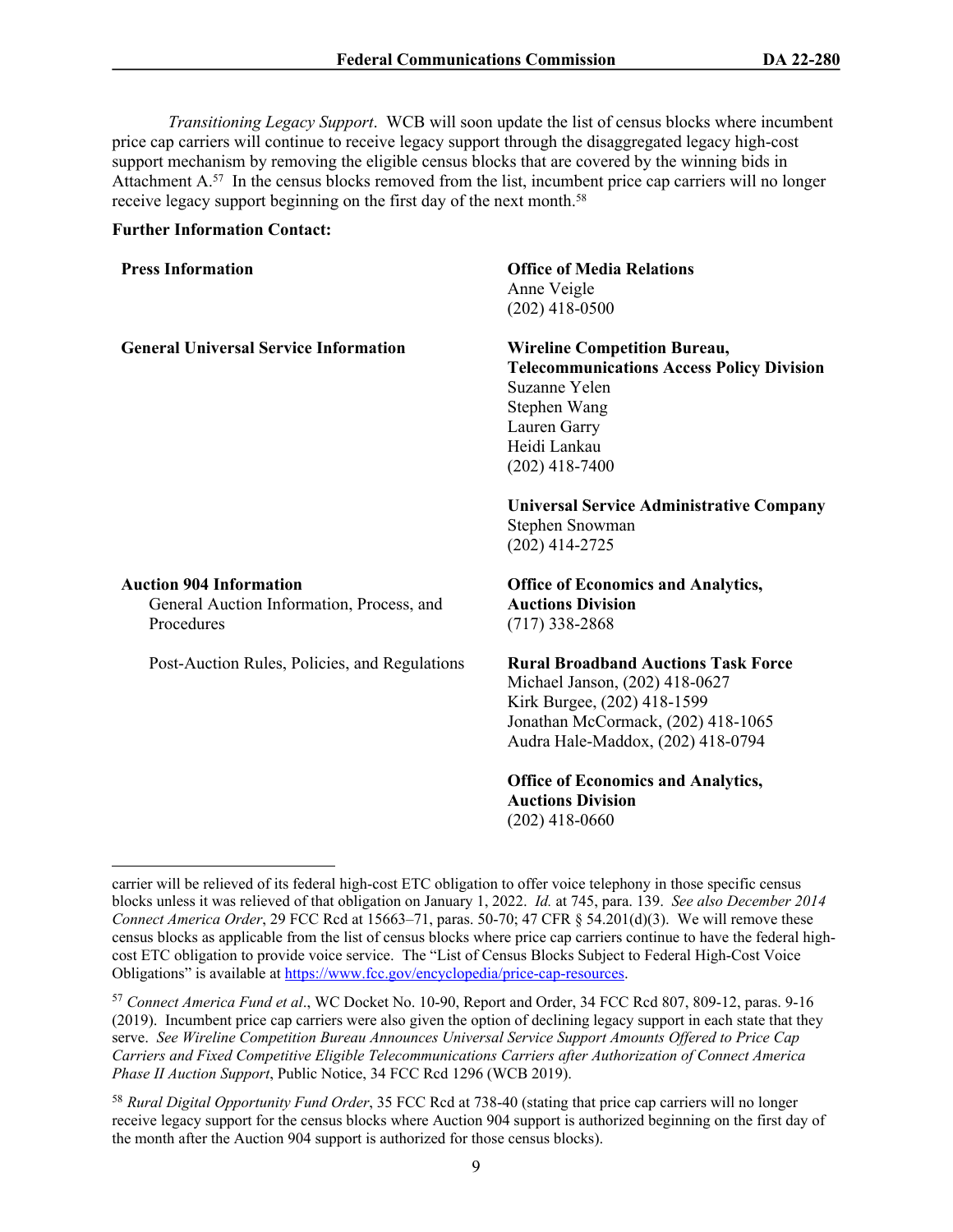*Transitioning Legacy Support*. WCB will soon update the list of census blocks where incumbent price cap carriers will continue to receive legacy support through the disaggregated legacy high-cost support mechanism by removing the eligible census blocks that are covered by the winning bids in Attachment A.[57] In the census blocks removed from the list, incumbent price cap carriers will no longer receive legacy support beginning on the first day of the next month.[58]

**Further Information Contact:**

| | |
|---|---|
| **Press Information** | **Office of Media Relations**<br>Anne Veigle<br>(202) 418-0500 |
| **General Universal Service Information** | **Wireline Competition Bureau, Telecommunications Access Policy Division**<br>Suzanne Yelen<br>Stephen Wang<br>Lauren Garry<br>Heidi Lankau<br>(202) 418-7400 |
| | **Universal Service Administrative Company**<br>Stephen Snowman<br>(202) 414-2725 |
| **Auction 904 Information**<br>General Auction Information, Process, and Procedures | **Office of Economics and Analytics, Auctions Division**<br>(717) 338-2868 |
| Post-Auction Rules, Policies, and Regulations | **Rural Broadband Auctions Task Force**<br>Michael Janson, (202) 418-0627<br>Kirk Burgee, (202) 418-1599<br>Jonathan McCormack, (202) 418-1065<br>Audra Hale-Maddox, (202) 418-0794 |
| | **Office of Economics and Analytics, Auctions Division**<br>(202) 418-0660 |

---

carrier will be relieved of its federal high-cost ETC obligation to offer voice telephony in those specific census blocks unless it was relieved of that obligation on January 1, 2022. *Id.* at 745, para. 139. *See also December 2014 Connect America Order*, 29 FCC Rcd at 15663–71, paras. 50-70; 47 CFR § 54.201(d)(3). We will remove these census blocks as applicable from the list of census blocks where price cap carriers continue to have the federal high-cost ETC obligation to provide voice service. The "List of Census Blocks Subject to Federal High-Cost Voice Obligations" is available at https://www.fcc.gov/encyclopedia/price-cap-resources.

[57] *Connect America Fund et al*., WC Docket No. 10-90, Report and Order, 34 FCC Rcd 807, 809-12, paras. 9-16 (2019). Incumbent price cap carriers were also given the option of declining legacy support in each state that they serve. *See Wireline Competition Bureau Announces Universal Service Support Amounts Offered to Price Cap Carriers and Fixed Competitive Eligible Telecommunications Carriers after Authorization of Connect America Phase II Auction Support*, Public Notice, 34 FCC Rcd 1296 (WCB 2019).

[58] *Rural Digital Opportunity Fund Order*, 35 FCC Rcd at 738-40 (stating that price cap carriers will no longer receive legacy support for the census blocks where Auction 904 support is authorized beginning on the first day of the month after the Auction 904 support is authorized for those census blocks).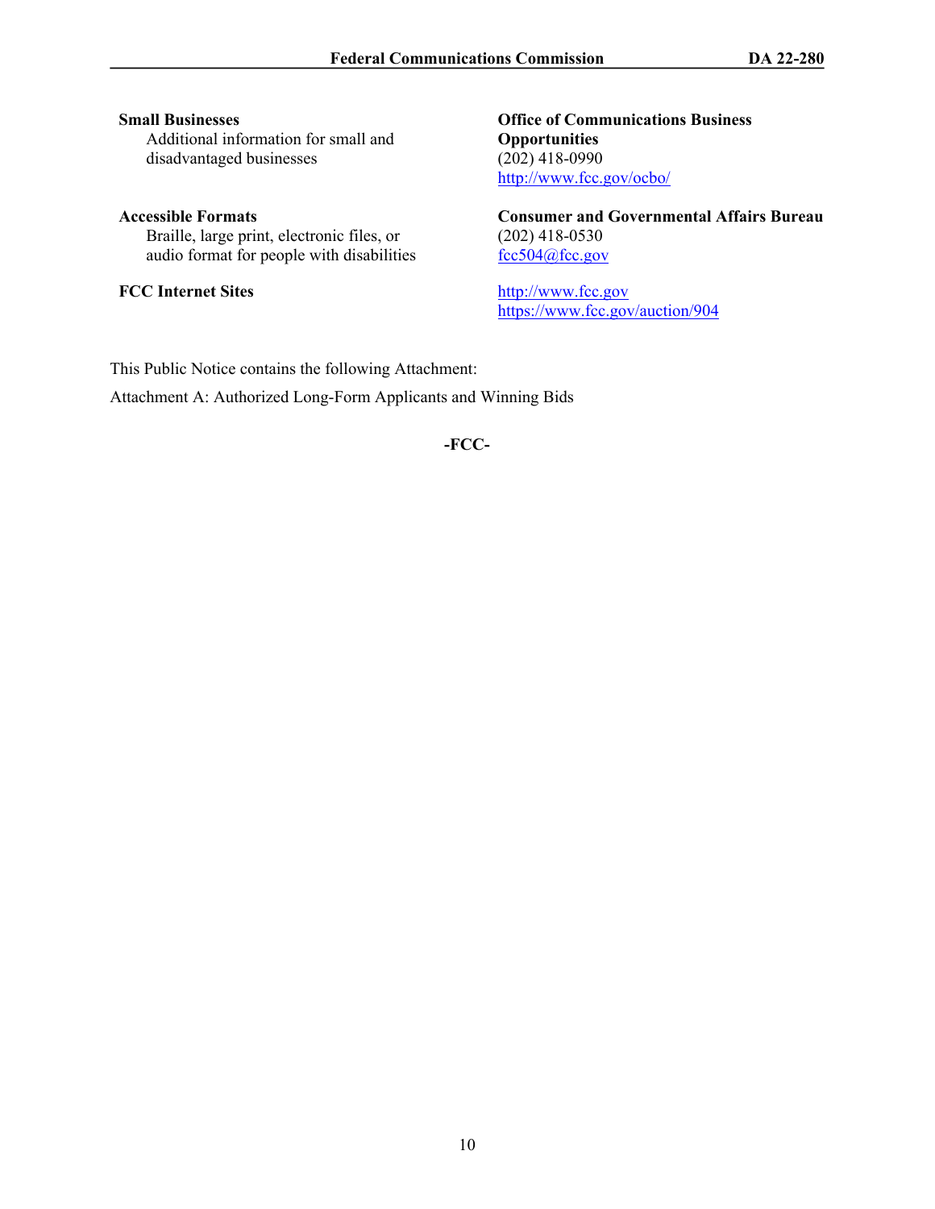| | |
|---|---|
| **Small Businesses**<br>Additional information for small and disadvantaged businesses | **Office of Communications Business Opportunities**<br>(202) 418-0990<br>http://www.fcc.gov/ocbo/ |
| **Accessible Formats**<br>Braille, large print, electronic files, or audio format for people with disabilities | **Consumer and Governmental Affairs Bureau**<br>(202) 418-0530<br>fcc504@fcc.gov |
| **FCC Internet Sites** | http://www.fcc.gov<br>https://www.fcc.gov/auction/904 |

This Public Notice contains the following Attachment:

Attachment A: Authorized Long-Form Applicants and Winning Bids

**-FCC-**